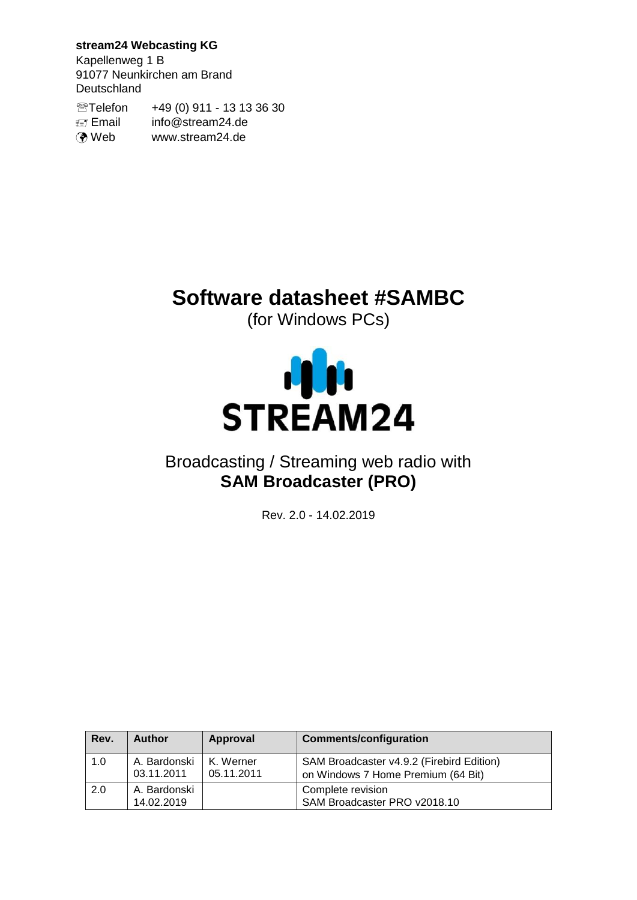**stream24 Webcasting KG**
Kapellenweg 1 B
91077 Neunkirchen am Brand
Deutschland

| | |
|---|---|
| ☏Telefon | +49 (0) 911 - 13 13 36 30 |
| Email | info@stream24.de |
| Web | www.stream24.de |

# Software datasheet #SAMBC

(for Windows PCs)

STREAM24

## Broadcasting / Streaming web radio with **SAM Broadcaster (PRO)**

Rev. 2.0 - 14.02.2019

| Rev. | Author | Approval | Comments/configuration |
|---|---|---|---|
| 1.0 | A. Bardonski 03.11.2011 | K. Werner 05.11.2011 | SAM Broadcaster v4.9.2 (Firebird Edition) on Windows 7 Home Premium (64 Bit) |
| 2.0 | A. Bardonski 14.02.2019 | | Complete revision SAM Broadcaster PRO v2018.10 |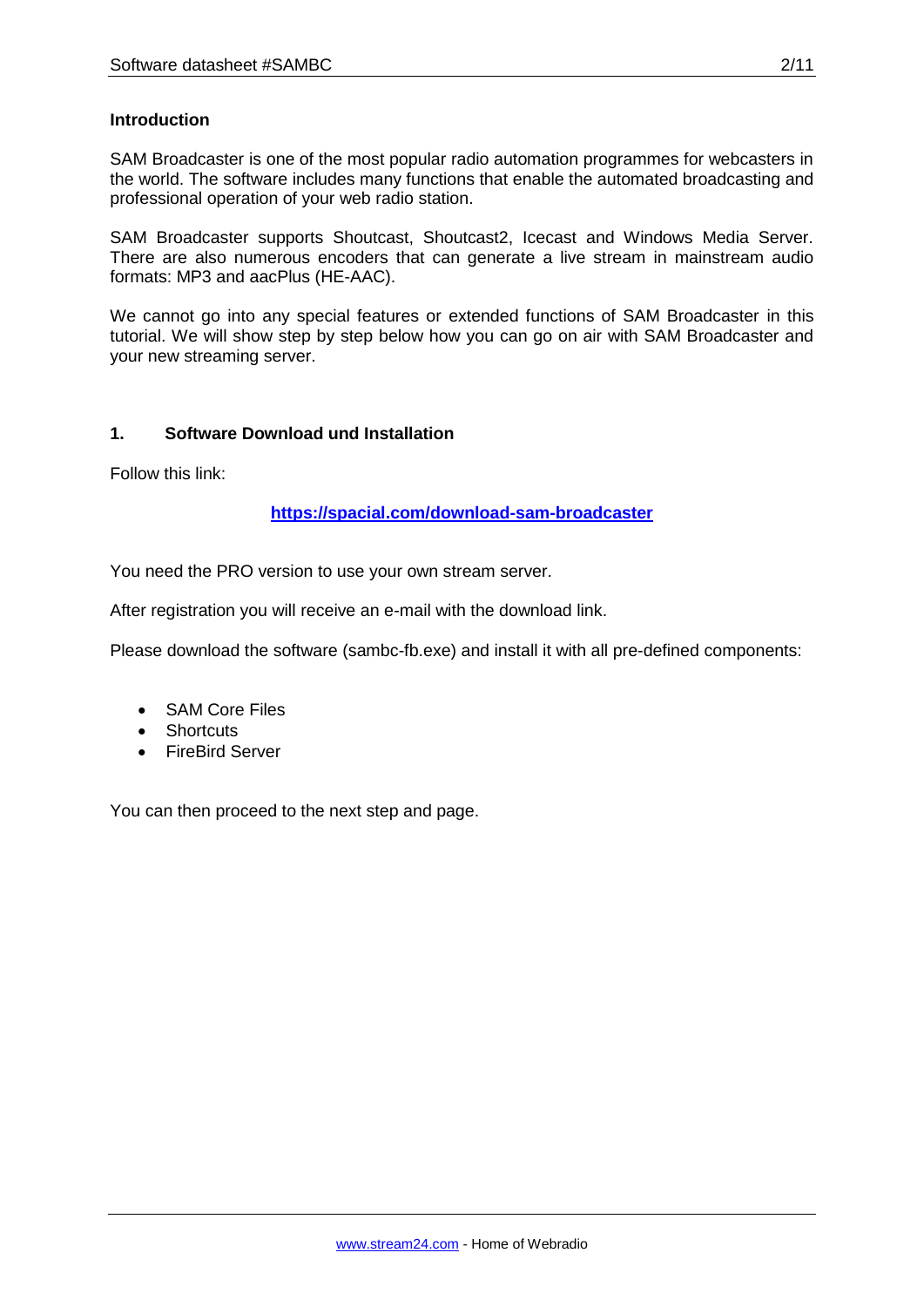## Introduction

SAM Broadcaster is one of the most popular radio automation programmes for webcasters in the world. The software includes many functions that enable the automated broadcasting and professional operation of your web radio station.

SAM Broadcaster supports Shoutcast, Shoutcast2, Icecast and Windows Media Server. There are also numerous encoders that can generate a live stream in mainstream audio formats: MP3 and aacPlus (HE-AAC).

We cannot go into any special features or extended functions of SAM Broadcaster in this tutorial. We will show step by step below how you can go on air with SAM Broadcaster and your new streaming server.

## 1. Software Download und Installation

Follow this link:

**https://spacial.com/download-sam-broadcaster**

You need the PRO version to use your own stream server.

After registration you will receive an e-mail with the download link.

Please download the software (sambc-fb.exe) and install it with all pre-defined components:

- SAM Core Files
- Shortcuts
- FireBird Server

You can then proceed to the next step and page.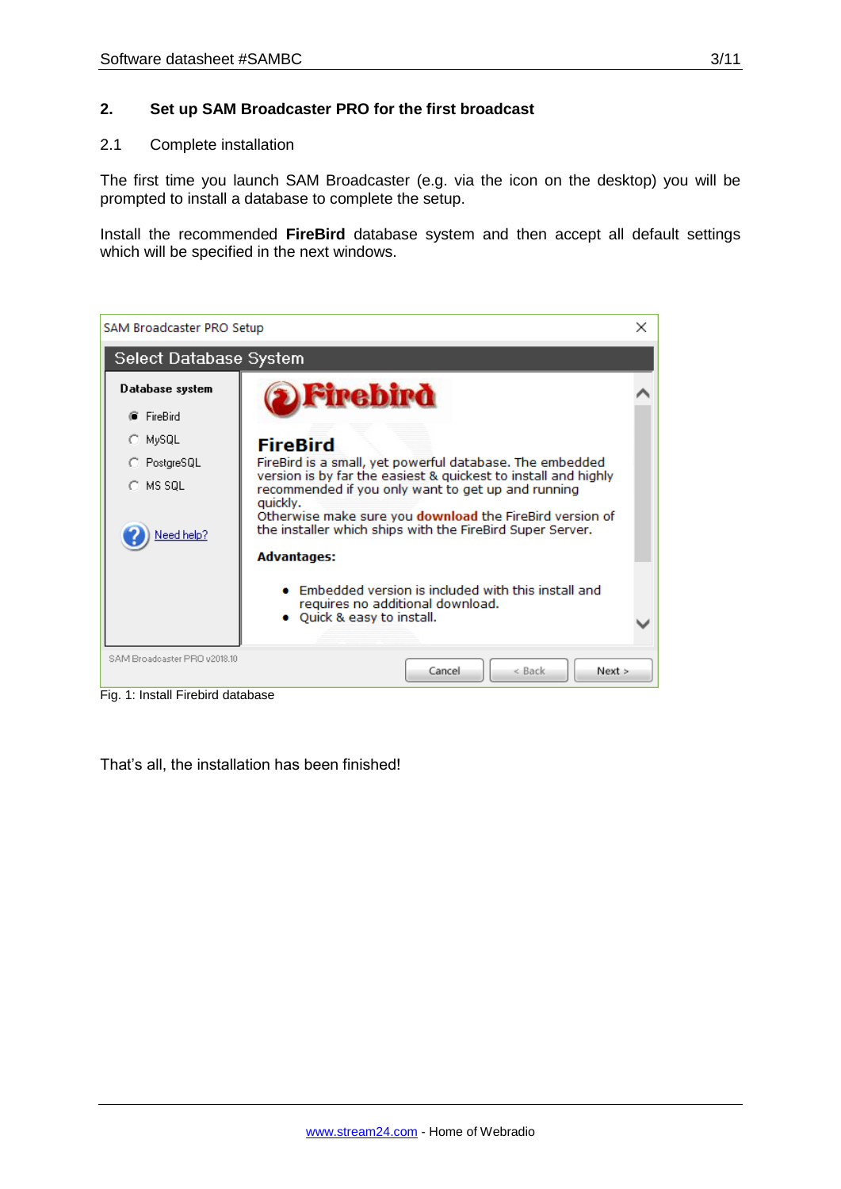## 2. Set up SAM Broadcaster PRO for the first broadcast

### 2.1 Complete installation

The first time you launch SAM Broadcaster (e.g. via the icon on the desktop) you will be prompted to install a database to complete the setup.

Install the recommended **FireBird** database system and then accept all default settings which will be specified in the next windows.

Fig. 1: Install Firebird database

That's all, the installation has been finished!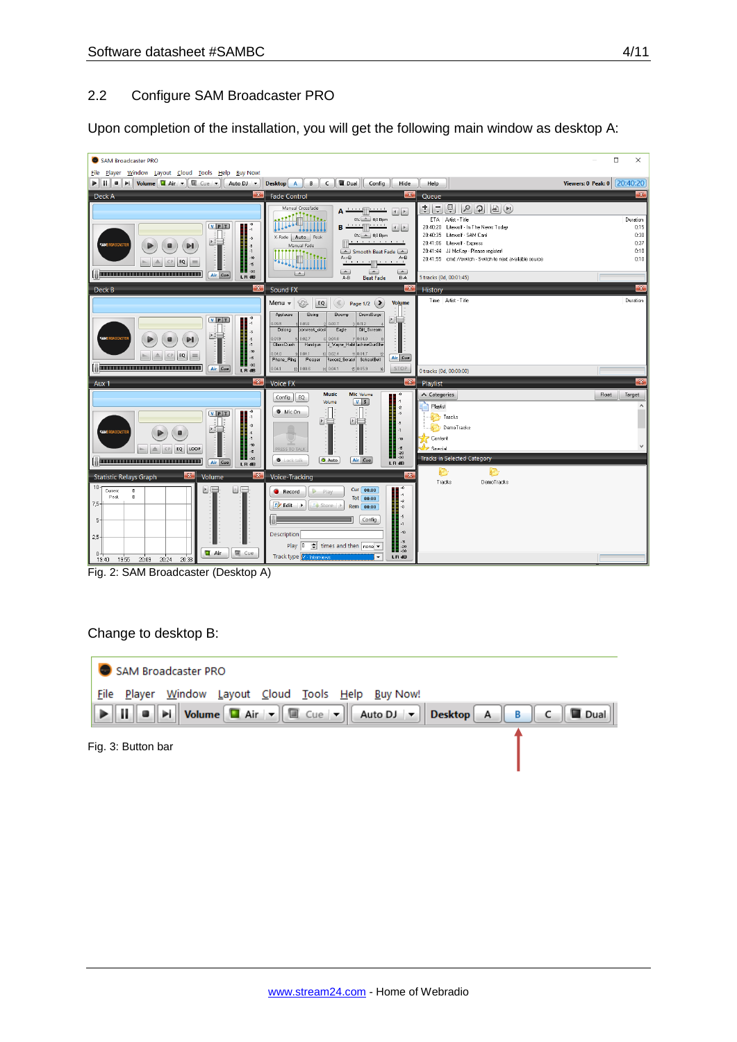## 2.2 Configure SAM Broadcaster PRO

Upon completion of the installation, you will get the following main window as desktop A:

Fig. 2: SAM Broadcaster (Desktop A)

Change to desktop B:

Fig. 3: Button bar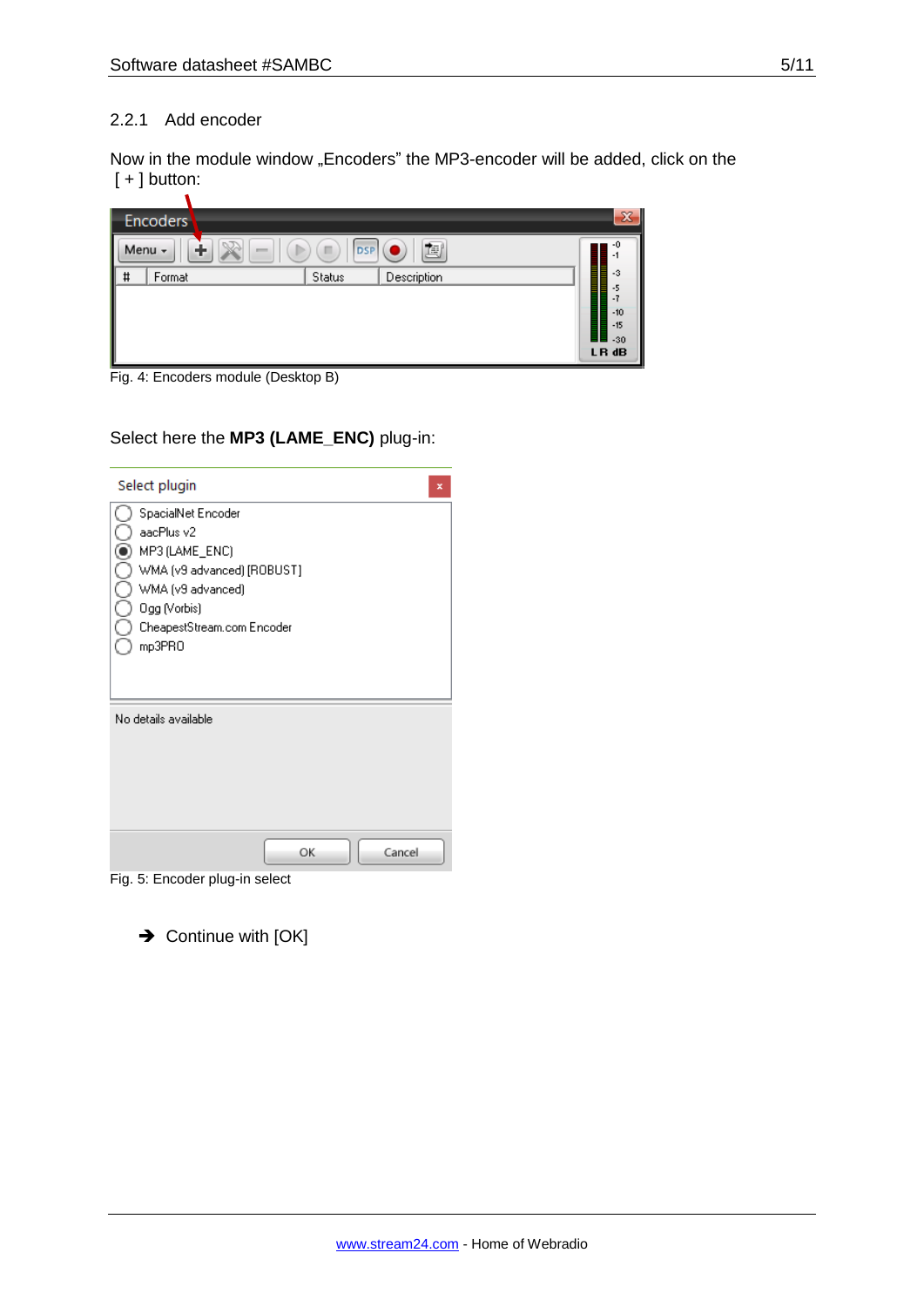### 2.2.1 Add encoder

Now in the module window „Encoders" the MP3-encoder will be added, click on the [ + ] button:

Fig. 4: Encoders module (Desktop B)

Select here the **MP3 (LAME_ENC)** plug-in:

Fig. 5: Encoder plug-in select

➔ Continue with [OK]

[www.stream24.com](http://www.stream24.com) - Home of Webradio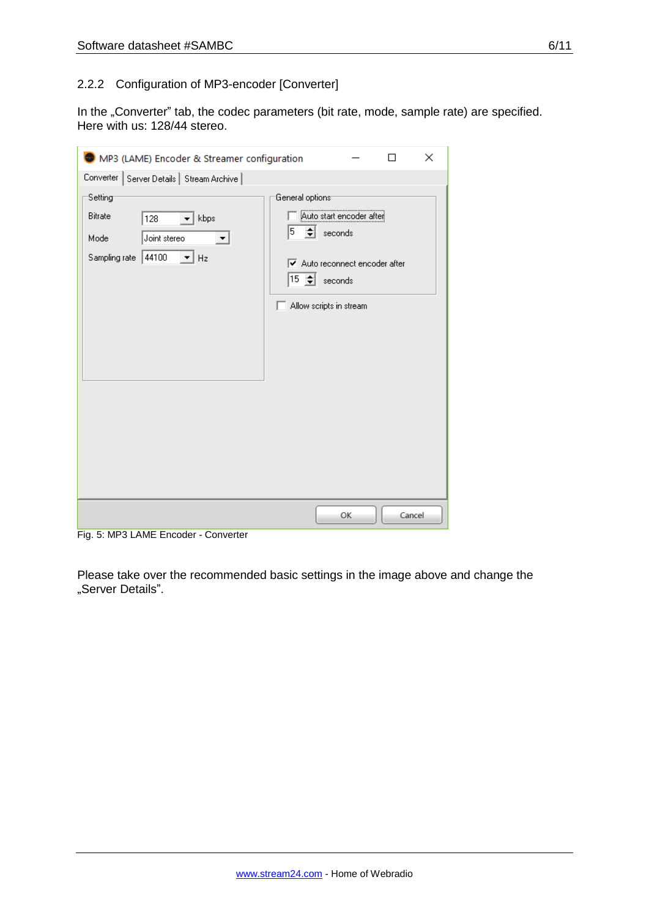### 2.2.2 Configuration of MP3-encoder [Converter]

In the „Converter" tab, the codec parameters (bit rate, mode, sample rate) are specified. Here with us: 128/44 stereo.

Fig. 5: MP3 LAME Encoder - Converter

Please take over the recommended basic settings in the image above and change the „Server Details".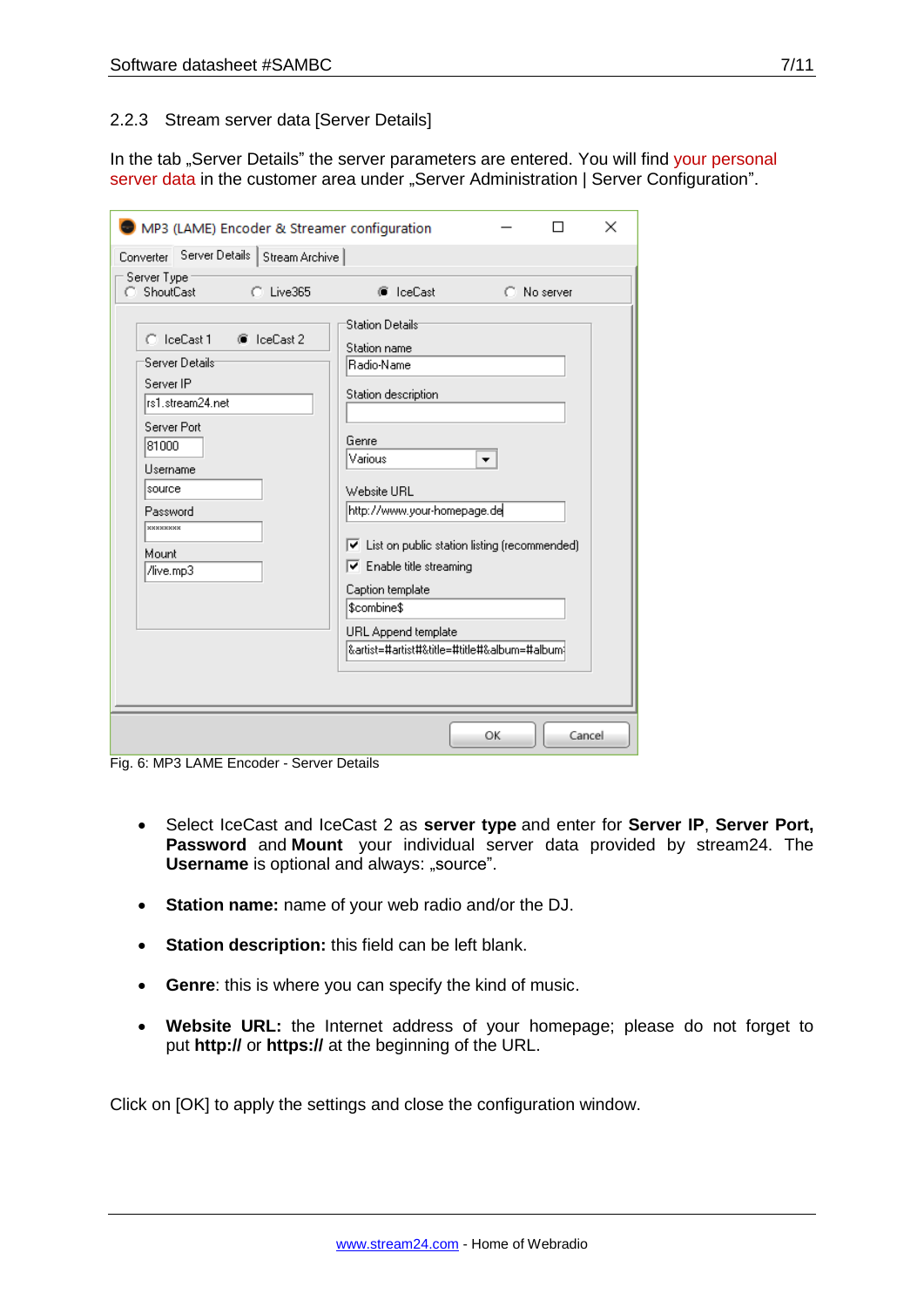### 2.2.3 Stream server data [Server Details]

In the tab „Server Details" the server parameters are entered. You will find your personal server data in the customer area under „Server Administration | Server Configuration".

Fig. 6: MP3 LAME Encoder - Server Details

- Select IceCast and IceCast 2 as **server type** and enter for **Server IP**, **Server Port, Password** and **Mount** your individual server data provided by stream24. The **Username** is optional and always: „source".
- **Station name:** name of your web radio and/or the DJ.
- **Station description:** this field can be left blank.
- **Genre**: this is where you can specify the kind of music.
- **Website URL:** the Internet address of your homepage; please do not forget to put **http://** or **https://** at the beginning of the URL.

Click on [OK] to apply the settings and close the configuration window.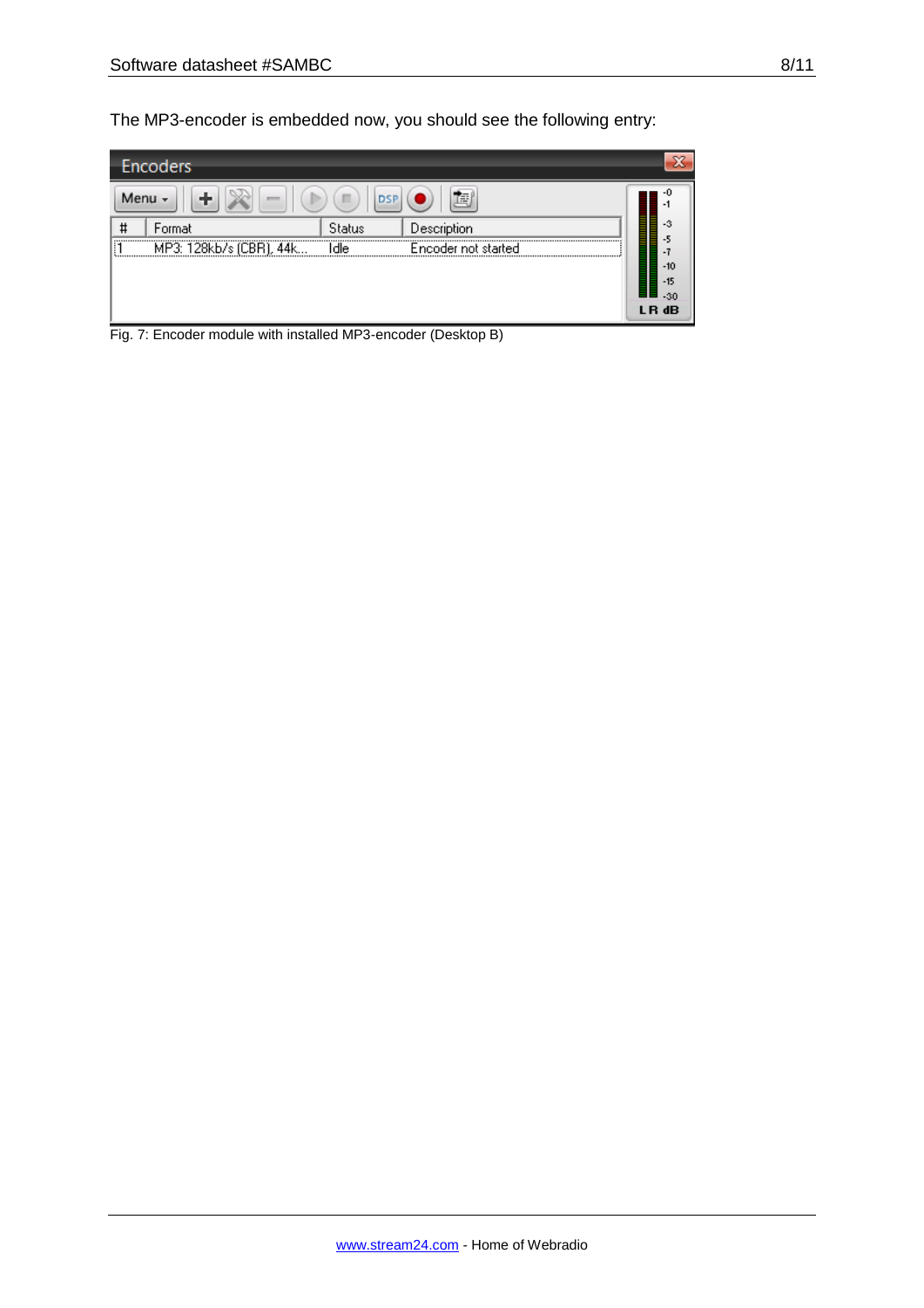The MP3-encoder is embedded now, you should see the following entry:

Fig. 7: Encoder module with installed MP3-encoder (Desktop B)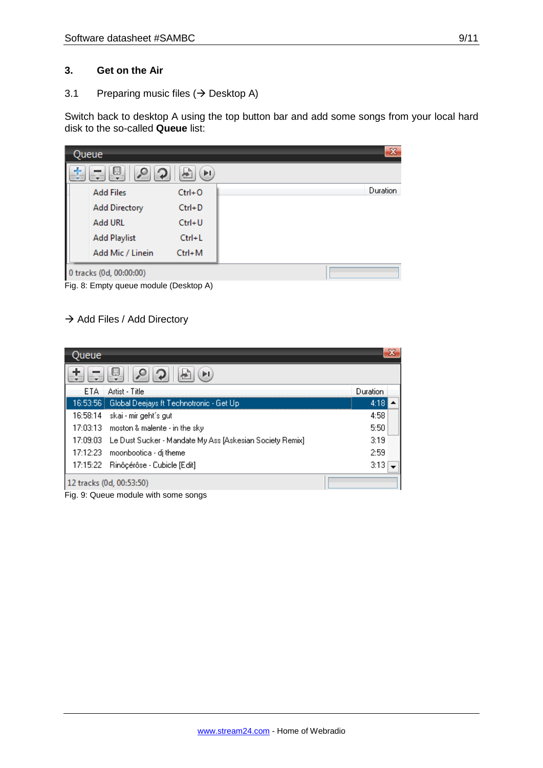## 3. Get on the Air

### 3.1 Preparing music files (→ Desktop A)

Switch back to desktop A using the top button bar and add some songs from your local hard disk to the so-called **Queue** list:

Fig. 8: Empty queue module (Desktop A)

→ Add Files / Add Directory

Fig. 9: Queue module with some songs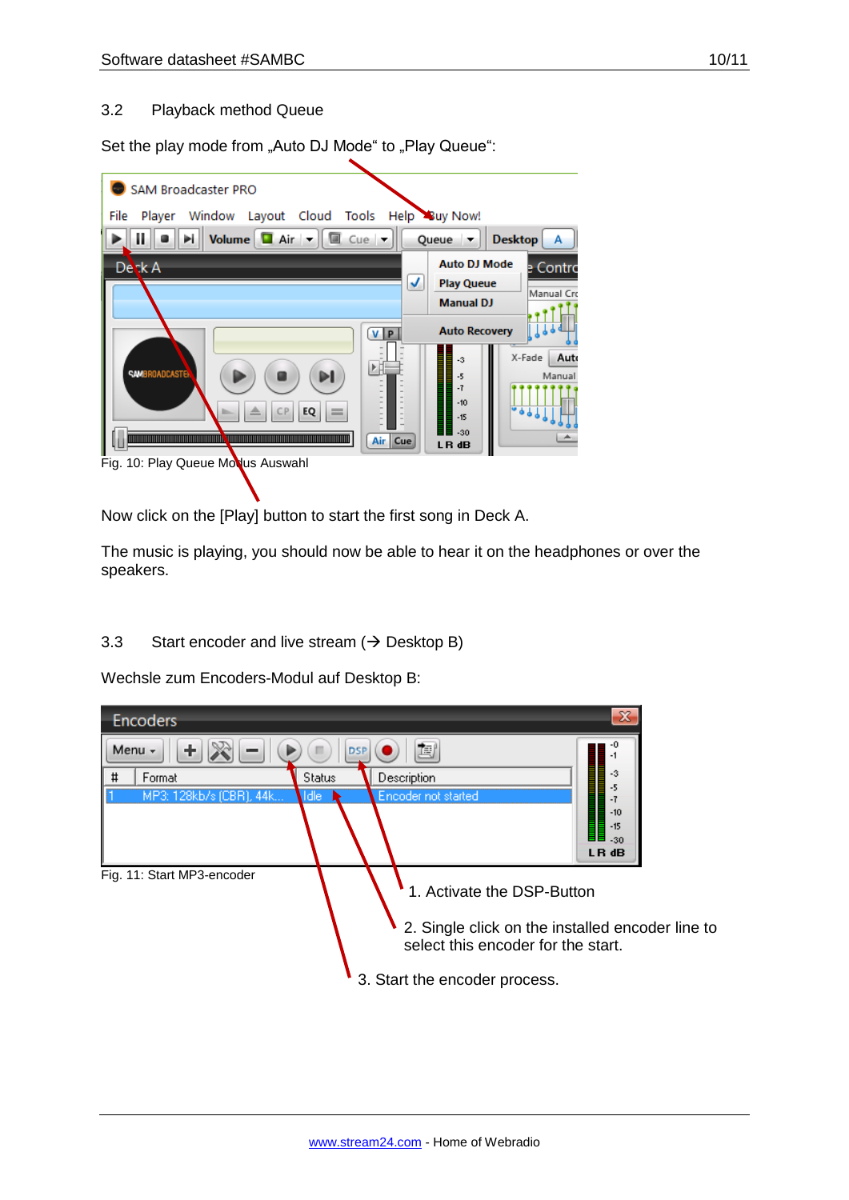## 3.2 Playback method Queue

Set the play mode from „Auto DJ Mode“ to „Play Queue“:

Fig. 10: Play Queue Modus Auswahl

Now click on the [Play] button to start the first song in Deck A.

The music is playing, you should now be able to hear it on the headphones or over the speakers.

## 3.3 Start encoder and live stream (→ Desktop B)

Wechsle zum Encoders-Modul auf Desktop B:

Fig. 11: Start MP3-encoder

1. Activate the DSP-Button
2. Single click on the installed encoder line to select this encoder for the start.
3. Start the encoder process.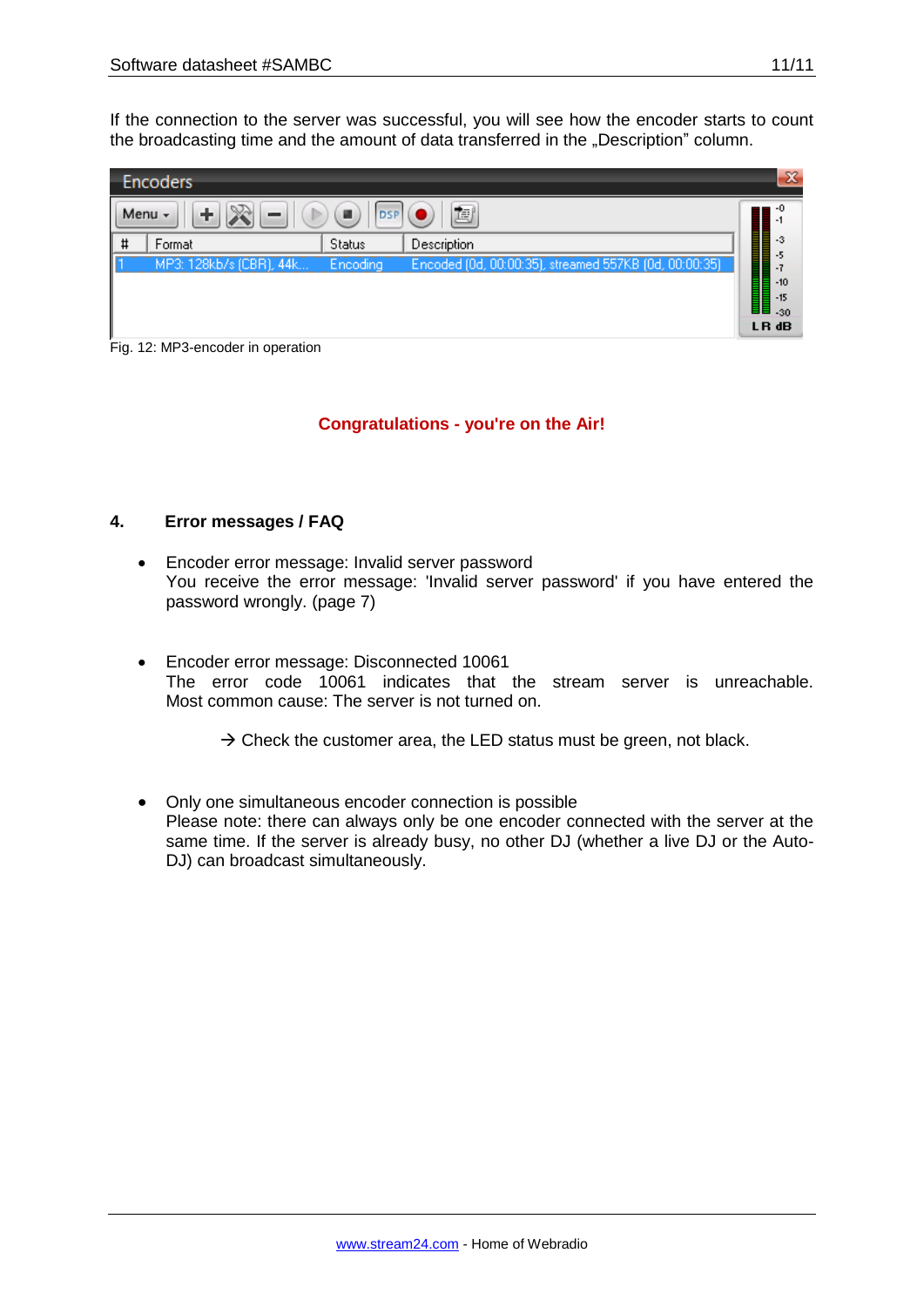If the connection to the server was successful, you will see how the encoder starts to count the broadcasting time and the amount of data transferred in the „Description" column.

Fig. 12: MP3-encoder in operation

**Congratulations - you're on the Air!**

## 4. Error messages / FAQ

- Encoder error message: Invalid server password
  You receive the error message: 'Invalid server password' if you have entered the password wrongly. (page 7)

- Encoder error message: Disconnected 10061
  The error code 10061 indicates that the stream server is unreachable. Most common cause: The server is not turned on.

  → Check the customer area, the LED status must be green, not black.

- Only one simultaneous encoder connection is possible
  Please note: there can always only be one encoder connected with the server at the same time. If the server is already busy, no other DJ (whether a live DJ or the Auto-DJ) can broadcast simultaneously.